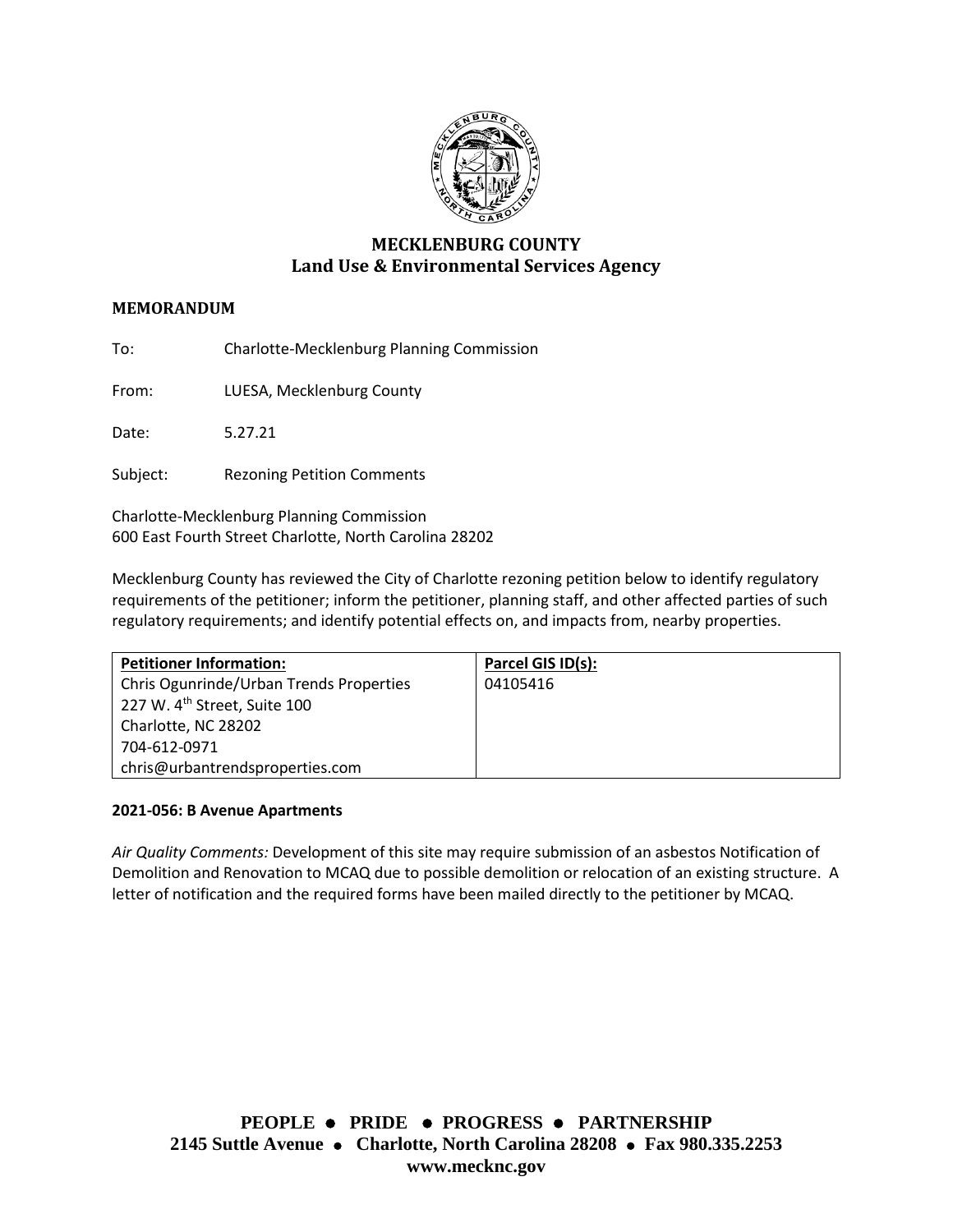# MECKLENBURG COUNTY
## Land Use & Environmental Services Agency

**MEMORANDUM**

To: Charlotte-Mecklenburg Planning Commission

From: LUESA, Mecklenburg County

Date: 5.27.21

Subject: Rezoning Petition Comments

Charlotte-Mecklenburg Planning Commission
600 East Fourth Street Charlotte, North Carolina 28202

Mecklenburg County has reviewed the City of Charlotte rezoning petition below to identify regulatory requirements of the petitioner; inform the petitioner, planning staff, and other affected parties of such regulatory requirements; and identify potential effects on, and impacts from, nearby properties.

| Petitioner Information: | Parcel GIS ID(s): |
|---|---|
| Chris Ogunrinde/Urban Trends Properties<br>227 W. 4th Street, Suite 100<br>Charlotte, NC 28202<br>704-612-0971<br>chris@urbantrendsproperties.com | 04105416 |

**2021-056: B Avenue Apartments**

*Air Quality Comments:* Development of this site may require submission of an asbestos Notification of Demolition and Renovation to MCAQ due to possible demolition or relocation of an existing structure. A letter of notification and the required forms have been mailed directly to the petitioner by MCAQ.

**PEOPLE • PRIDE • PROGRESS • PARTNERSHIP**
**2145 Suttle Avenue • Charlotte, North Carolina 28208 • Fax 980.335.2253**
**www.mecknc.gov**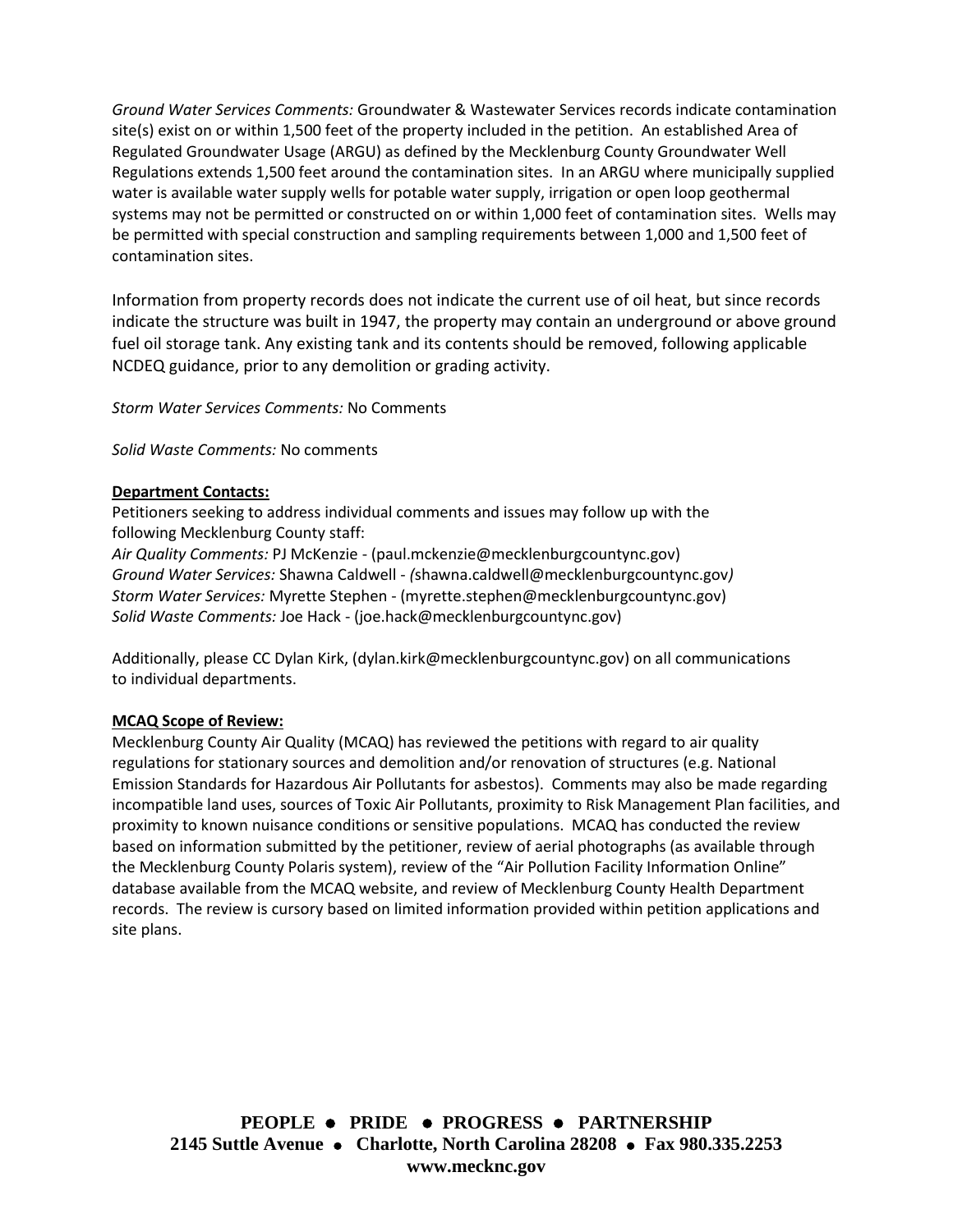*Ground Water Services Comments:* Groundwater & Wastewater Services records indicate contamination site(s) exist on or within 1,500 feet of the property included in the petition. An established Area of Regulated Groundwater Usage (ARGU) as defined by the Mecklenburg County Groundwater Well Regulations extends 1,500 feet around the contamination sites. In an ARGU where municipally supplied water is available water supply wells for potable water supply, irrigation or open loop geothermal systems may not be permitted or constructed on or within 1,000 feet of contamination sites. Wells may be permitted with special construction and sampling requirements between 1,000 and 1,500 feet of contamination sites.

Information from property records does not indicate the current use of oil heat, but since records indicate the structure was built in 1947, the property may contain an underground or above ground fuel oil storage tank. Any existing tank and its contents should be removed, following applicable NCDEQ guidance, prior to any demolition or grading activity.

*Storm Water Services Comments:* No Comments

*Solid Waste Comments:* No comments

**Department Contacts:**

Petitioners seeking to address individual comments and issues may follow up with the following Mecklenburg County staff:
*Air Quality Comments:* PJ McKenzie - (paul.mckenzie@mecklenburgcountync.gov)
*Ground Water Services:* Shawna Caldwell - *(*shawna.caldwell@mecklenburgcountync.gov*)*
*Storm Water Services:* Myrette Stephen - (myrette.stephen@mecklenburgcountync.gov)
*Solid Waste Comments:* Joe Hack - (joe.hack@mecklenburgcountync.gov)

Additionally, please CC Dylan Kirk, (dylan.kirk@mecklenburgcountync.gov) on all communications to individual departments.

**MCAQ Scope of Review:**

Mecklenburg County Air Quality (MCAQ) has reviewed the petitions with regard to air quality regulations for stationary sources and demolition and/or renovation of structures (e.g. National Emission Standards for Hazardous Air Pollutants for asbestos). Comments may also be made regarding incompatible land uses, sources of Toxic Air Pollutants, proximity to Risk Management Plan facilities, and proximity to known nuisance conditions or sensitive populations. MCAQ has conducted the review based on information submitted by the petitioner, review of aerial photographs (as available through the Mecklenburg County Polaris system), review of the "Air Pollution Facility Information Online" database available from the MCAQ website, and review of Mecklenburg County Health Department records. The review is cursory based on limited information provided within petition applications and site plans.